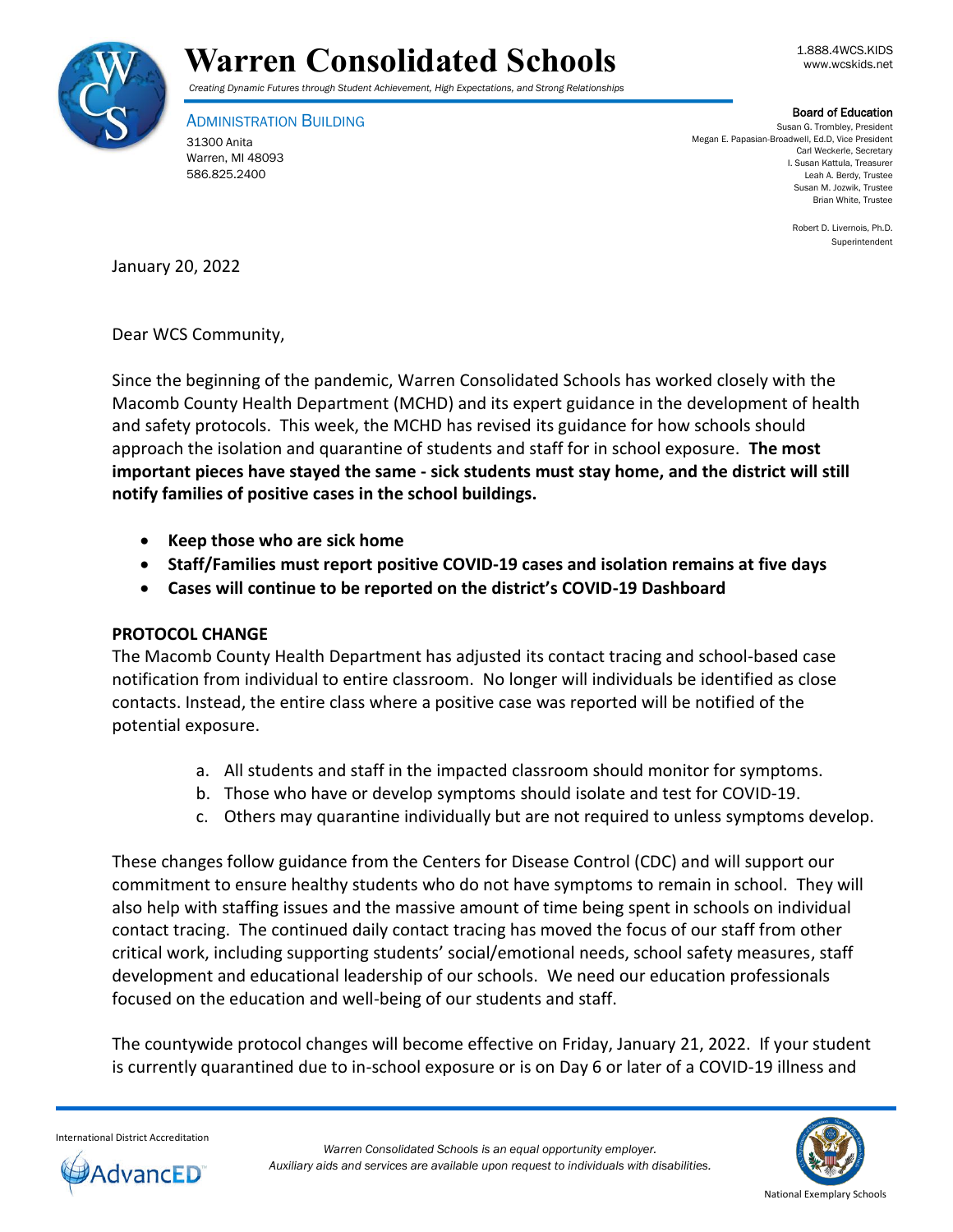# Warren Consolidated Schools

*Creating Dynamic Futures through Student Achievement, High Expectations, and Strong Relationships*

1.888.4WCS.KIDS
www.wcskids.net

ADMINISTRATION BUILDING
31300 Anita
Warren, MI 48093
586.825.2400

**Board of Education**
Susan G. Trombley, President
Megan E. Papasian-Broadwell, Ed.D, Vice President
Carl Weckerle, Secretary
I. Susan Kattula, Treasurer
Leah A. Berdy, Trustee
Susan M. Jozwik, Trustee
Brian White, Trustee

Robert D. Livernois, Ph.D.
Superintendent

January 20, 2022

Dear WCS Community,

Since the beginning of the pandemic, Warren Consolidated Schools has worked closely with the Macomb County Health Department (MCHD) and its expert guidance in the development of health and safety protocols. This week, the MCHD has revised its guidance for how schools should approach the isolation and quarantine of students and staff for in school exposure. **The most important pieces have stayed the same - sick students must stay home, and the district will still notify families of positive cases in the school buildings.**

- **Keep those who are sick home**
- **Staff/Families must report positive COVID-19 cases and isolation remains at five days**
- **Cases will continue to be reported on the district's COVID-19 Dashboard**

**PROTOCOL CHANGE**

The Macomb County Health Department has adjusted its contact tracing and school-based case notification from individual to entire classroom. No longer will individuals be identified as close contacts. Instead, the entire class where a positive case was reported will be notified of the potential exposure.

a. All students and staff in the impacted classroom should monitor for symptoms.
b. Those who have or develop symptoms should isolate and test for COVID-19.
c. Others may quarantine individually but are not required to unless symptoms develop.

These changes follow guidance from the Centers for Disease Control (CDC) and will support our commitment to ensure healthy students who do not have symptoms to remain in school. They will also help with staffing issues and the massive amount of time being spent in schools on individual contact tracing. The continued daily contact tracing has moved the focus of our staff from other critical work, including supporting students' social/emotional needs, school safety measures, staff development and educational leadership of our schools. We need our education professionals focused on the education and well-being of our students and staff.

The countywide protocol changes will become effective on Friday, January 21, 2022. If your student is currently quarantined due to in-school exposure or is on Day 6 or later of a COVID-19 illness and

International District Accreditation

*Warren Consolidated Schools is an equal opportunity employer.*
*Auxiliary aids and services are available upon request to individuals with disabilities.*

National Exemplary Schools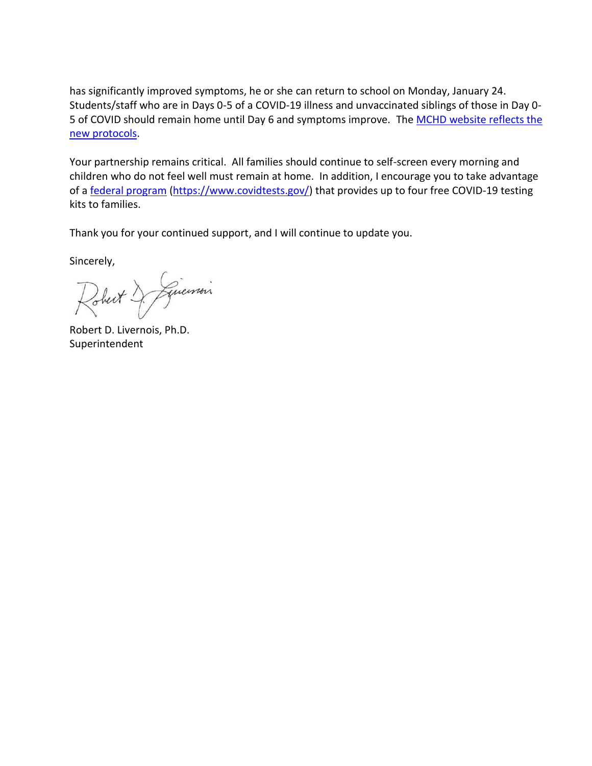has significantly improved symptoms, he or she can return to school on Monday, January 24. Students/staff who are in Days 0-5 of a COVID-19 illness and unvaccinated siblings of those in Day 0-5 of COVID should remain home until Day 6 and symptoms improve. The [MCHD website reflects the new protocols](#).

Your partnership remains critical. All families should continue to self-screen every morning and children who do not feel well must remain at home. In addition, I encourage you to take advantage of a [federal program](https://www.covidtests.gov/) (https://www.covidtests.gov/) that provides up to four free COVID-19 testing kits to families.

Thank you for your continued support, and I will continue to update you.

Sincerely,

Robert D. Livernois, Ph.D.
Superintendent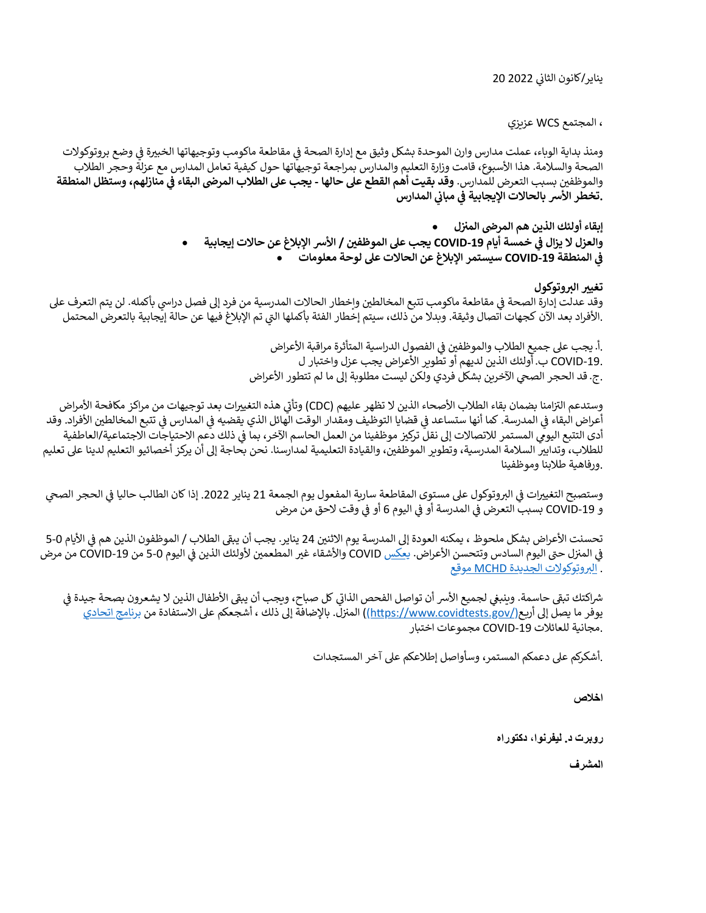يناير/كانون الثاني 2022 20

، المجتمع WCS عزيزي

ومنذ بداية الوباء، عملت مدارس وارن الموحدة بشكل وثيق مع إدارة الصحة في مقاطعة ماكومب وتوجيهاتها الخبيرة في وضع بروتوكولات الصحة والسلامة. هذا الأسبوع، قامت وزارة التعليم والمدارس بمراجعة توجيهاتها حول كيفية تعامل المدارس مع عزلة وحجر الطلاب والموظفين بسبب التعرض للمدارس. **وقد بقيت أهم القطع على حالها - يجب على الطلاب المرضى البقاء في منازلهم، وستظل المنطقة .تخطر الأسر بالحالات الإيجابية في مباني المدارس**

- **إبقاء أولئك الذين هم المرضى المنزل**
- **والعزل لا يزال في خمسة أيام COVID-19 يجب على الموظفين / الأسر الإبلاغ عن حالات إيجابية**
- **في المنطقة COVID-19 سيستمر الإبلاغ عن الحالات على لوحة معلومات**

**تغيير البروتوكول**

وقد عدلت إدارة الصحة في مقاطعة ماكومب تتبع المخالطين وإخطار الحالات المدرسية من فرد إلى فصل دراسي بأكمله. لن يتم التعرف على .الأفراد بعد الآن كجهات اتصال وثيقة. وبدلا من ذلك، سيتم إخطار الفئة بأكملها التي تم الإبلاغ فيها عن حالة إيجابية بالتعرض المحتمل

.أ. يجب على جميع الطلاب والموظفين في الفصول الدراسية المتأثرة مراقبة الأعراض
.COVID-19 ب. أولئك الذين لديهم أو تطوير الأعراض يجب عزل واختبار ل
.ج. قد الحجر الصحي الآخرين بشكل فردي ولكن ليست مطلوبة إلى ما لم تتطور الأعراض

وستدعم التزامنا بضمان بقاء الطلاب الأصحاء الذين لا تظهر عليهم (CDC) وتأتي هذه التغييرات بعد توجيهات من مراكز مكافحة الأمراض أعراض البقاء في المدرسة. كما أنها ستساعد في قضايا التوظيف ومقدار الوقت الهائل الذي يقضيه في المدارس في تتبع المخالطين الأفراد. وقد أدى التتبع اليومي المستمر للاتصالات إلى نقل تركيز موظفينا من العمل الحاسم الآخر، بما في ذلك دعم الاحتياجات الاجتماعية/العاطفية للطلاب، وتدابير السلامة المدرسية، وتطوير الموظفين، والقيادة التعليمية لمدارسنا. نحن بحاجة إلى أن يركز أخصائيو التعليم لدينا على تعليم .ورفاهية طلابنا وموظفينا

وستصبح التغييرات في البروتوكول على مستوى المقاطعة سارية المفعول يوم الجمعة 21 يناير 2022. إذا كان الطالب حاليا في الحجر الصحي و COVID-19 بسبب التعرض في المدرسة أو في اليوم 6 أو في وقت لاحق من مرض

تحسنت الأعراض بشكل ملحوظ ، يمكنه العودة إلى المدرسة يوم الاثنين 24 يناير. يجب أن يبقى الطلاب / الموظفون الذين هم في الأيام 0-5 في المنزل حتى اليوم السادس وتتحسن الأعراض. يعكس COVID والأشقاء غير المطعمين لأولئك الذين في اليوم 0-5 من COVID-19 من مرض . البروتوكولات الجديدة MCHD موقع

شراكتك تبقى حاسمة. وينبغي لجميع الأسر أن تواصل الفحص الذاتي كل صباح، ويجب أن يبقى الأطفال الذين لا يشعرون بصحة جيدة في يوفر ما يصل إلى أربع(https://www.covidtests.gov/)) المنزل. بالإضافة إلى ذلك ، أشجعكم على الاستفادة من برنامج اتحادي .مجانية للعائلات COVID-19 مجموعات اختبار

.أشكركم على دعمكم المستمر، وسأواصل إطلاعكم على آخر المستجدات

**اخلاص**

**روبرت د. ليفرنوا، دكتوراه**

**المشرف**